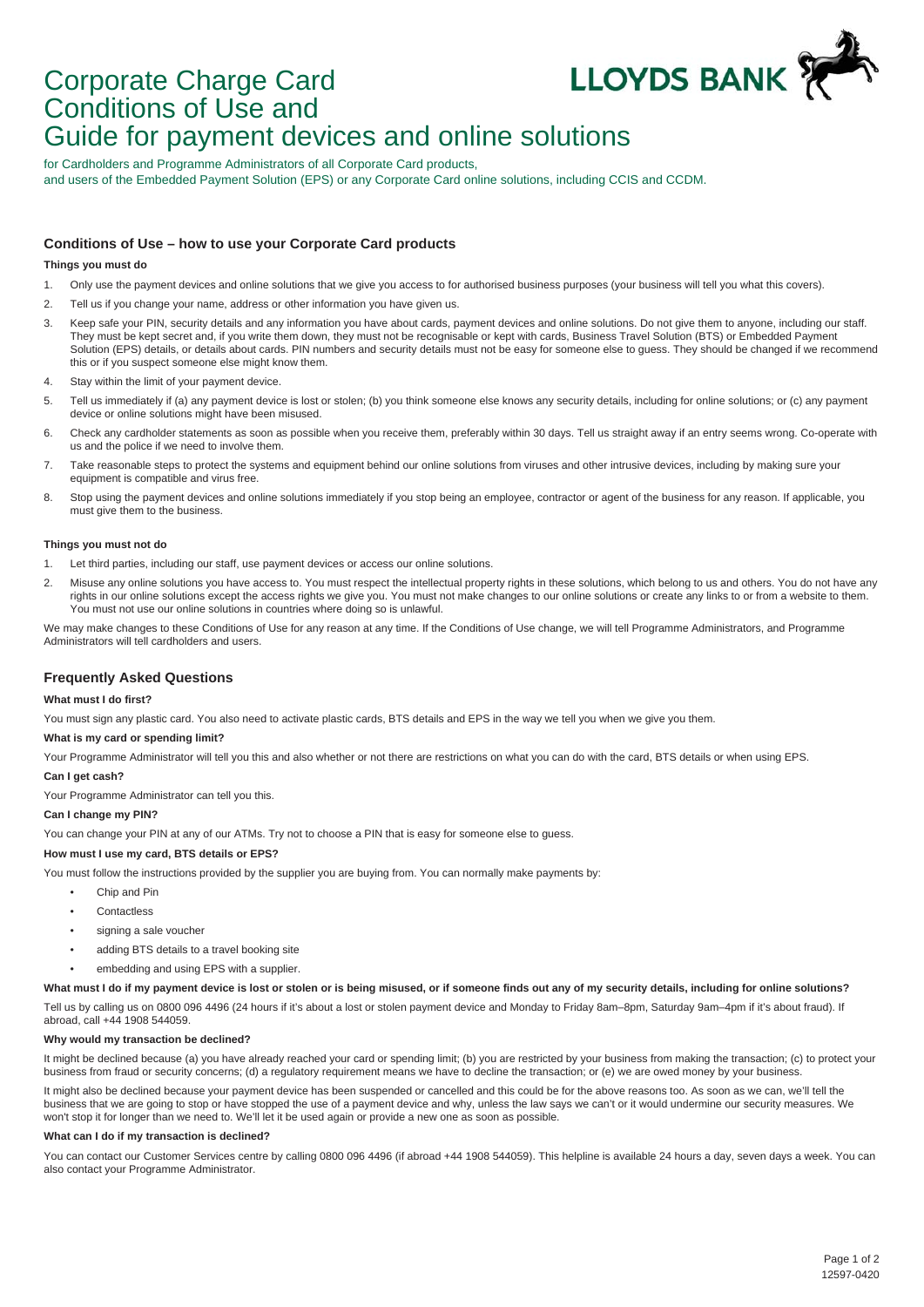# Corporate Charge Card Conditions of Use and Guide for payment devices and online solutions

LLOYDS BANK

for Cardholders and Programme Administrators of all Corporate Card products,
and users of the Embedded Payment Solution (EPS) or any Corporate Card online solutions, including CCIS and CCDM.

## Conditions of Use – how to use your Corporate Card products

**Things you must do**

1. Only use the payment devices and online solutions that we give you access to for authorised business purposes (your business will tell you what this covers).
2. Tell us if you change your name, address or other information you have given us.
3. Keep safe your PIN, security details and any information you have about cards, payment devices and online solutions. Do not give them to anyone, including our staff. They must be kept secret and, if you write them down, they must not be recognisable or kept with cards, Business Travel Solution (BTS) or Embedded Payment Solution (EPS) details, or details about cards. PIN numbers and security details must not be easy for someone else to guess. They should be changed if we recommend this or if you suspect someone else might know them.
4. Stay within the limit of your payment device.
5. Tell us immediately if (a) any payment device is lost or stolen; (b) you think someone else knows any security details, including for online solutions; or (c) any payment device or online solutions might have been misused.
6. Check any cardholder statements as soon as possible when you receive them, preferably within 30 days. Tell us straight away if an entry seems wrong. Co-operate with us and the police if we need to involve them.
7. Take reasonable steps to protect the systems and equipment behind our online solutions from viruses and other intrusive devices, including by making sure your equipment is compatible and virus free.
8. Stop using the payment devices and online solutions immediately if you stop being an employee, contractor or agent of the business for any reason. If applicable, you must give them to the business.

**Things you must not do**

1. Let third parties, including our staff, use payment devices or access our online solutions.
2. Misuse any online solutions you have access to. You must respect the intellectual property rights in these solutions, which belong to us and others. You do not have any rights in our online solutions except the access rights we give you. You must not make changes to our online solutions or create any links to or from a website to them. You must not use our online solutions in countries where doing so is unlawful.

We may make changes to these Conditions of Use for any reason at any time. If the Conditions of Use change, we will tell Programme Administrators, and Programme Administrators will tell cardholders and users.

## Frequently Asked Questions

**What must I do first?**

You must sign any plastic card. You also need to activate plastic cards, BTS details and EPS in the way we tell you when we give you them.

**What is my card or spending limit?**

Your Programme Administrator will tell you this and also whether or not there are restrictions on what you can do with the card, BTS details or when using EPS.

**Can I get cash?**

Your Programme Administrator can tell you this.

**Can I change my PIN?**

You can change your PIN at any of our ATMs. Try not to choose a PIN that is easy for someone else to guess.

**How must I use my card, BTS details or EPS?**

You must follow the instructions provided by the supplier you are buying from. You can normally make payments by:

- Chip and Pin
- Contactless
- signing a sale voucher
- adding BTS details to a travel booking site
- embedding and using EPS with a supplier.

**What must I do if my payment device is lost or stolen or is being misused, or if someone finds out any of my security details, including for online solutions?**

Tell us by calling us on 0800 096 4496 (24 hours if it's about a lost or stolen payment device and Monday to Friday 8am–8pm, Saturday 9am–4pm if it's about fraud). If abroad, call +44 1908 544059.

**Why would my transaction be declined?**

It might be declined because (a) you have already reached your card or spending limit; (b) you are restricted by your business from making the transaction; (c) to protect your business from fraud or security concerns; (d) a regulatory requirement means we have to decline the transaction; or (e) we are owed money by your business.

It might also be declined because your payment device has been suspended or cancelled and this could be for the above reasons too. As soon as we can, we'll tell the business that we are going to stop or have stopped the use of a payment device and why, unless the law says we can't or it would undermine our security measures. We won't stop it for longer than we need to. We'll let it be used again or provide a new one as soon as possible.

**What can I do if my transaction is declined?**

You can contact our Customer Services centre by calling 0800 096 4496 (if abroad +44 1908 544059). This helpline is available 24 hours a day, seven days a week. You can also contact your Programme Administrator.

12597-0420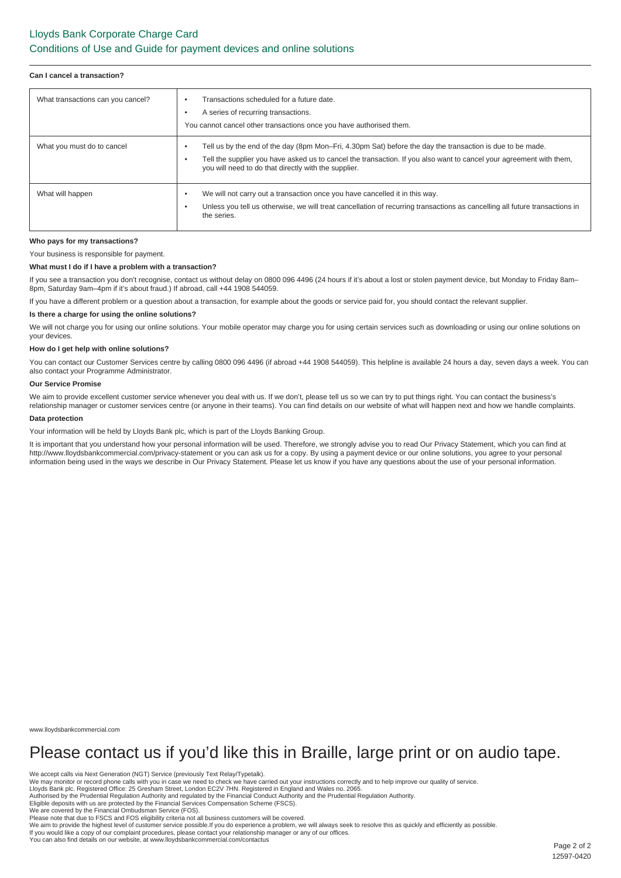### Can I cancel a transaction?

| | |
|---|---|
| What transactions can you cancel? | • Transactions scheduled for a future date.<br>• A series of recurring transactions.<br>You cannot cancel other transactions once you have authorised them. |
| What you must do to cancel | • Tell us by the end of the day (8pm Mon–Fri, 4.30pm Sat) before the day the transaction is due to be made.<br>• Tell the supplier you have asked us to cancel the transaction. If you also want to cancel your agreement with them, you will need to do that directly with the supplier. |
| What will happen | • We will not carry out a transaction once you have cancelled it in this way.<br>• Unless you tell us otherwise, we will treat cancellation of recurring transactions as cancelling all future transactions in the series. |

### Who pays for my transactions?

Your business is responsible for payment.

### What must I do if I have a problem with a transaction?

If you see a transaction you don't recognise, contact us without delay on 0800 096 4496 (24 hours if it's about a lost or stolen payment device, but Monday to Friday 8am–8pm, Saturday 9am–4pm if it's about fraud.) If abroad, call +44 1908 544059.

If you have a different problem or a question about a transaction, for example about the goods or service paid for, you should contact the relevant supplier.

### Is there a charge for using the online solutions?

We will not charge you for using our online solutions. Your mobile operator may charge you for using certain services such as downloading or using our online solutions on your devices.

### How do I get help with online solutions?

You can contact our Customer Services centre by calling 0800 096 4496 (if abroad +44 1908 544059). This helpline is available 24 hours a day, seven days a week. You can also contact your Programme Administrator.

### Our Service Promise

We aim to provide excellent customer service whenever you deal with us. If we don't, please tell us so we can try to put things right. You can contact the business's relationship manager or customer services centre (or anyone in their teams). You can find details on our website of what will happen next and how we handle complaints.

### Data protection

Your information will be held by Lloyds Bank plc, which is part of the Lloyds Banking Group.

It is important that you understand how your personal information will be used. Therefore, we strongly advise you to read Our Privacy Statement, which you can find at http://www.lloydsbankcommercial.com/privacy-statement or you can ask us for a copy. By using a payment device or our online solutions, you agree to your personal information being used in the ways we describe in Our Privacy Statement. Please let us know if you have any questions about the use of your personal information.

www.lloydsbankcommercial.com

## Please contact us if you'd like this in Braille, large print or on audio tape.

We accept calls via Next Generation (NGT) Service (previously Text Relay/Typetalk).
We may monitor or record phone calls with you in case we need to check we have carried out your instructions correctly and to help improve our quality of service.
Lloyds Bank plc. Registered Office: 25 Gresham Street, London EC2V 7HN. Registered in England and Wales no. 2065.
Authorised by the Prudential Regulation Authority and regulated by the Financial Conduct Authority and the Prudential Regulation Authority.
Eligible deposits with us are protected by the Financial Services Compensation Scheme (FSCS).
We are covered by the Financial Ombudsman Service (FOS).
Please note that due to FSCS and FOS eligibility criteria not all business customers will be covered.
We aim to provide the highest level of customer service possible.If you do experience a problem, we will always seek to resolve this as quickly and efficiently as possible.
If you would like a copy of our complaint procedures, please contact your relationship manager or any of our offices.
You can also find details on our website, at www.lloydsbankcommercial.com/contactus

12597-0420